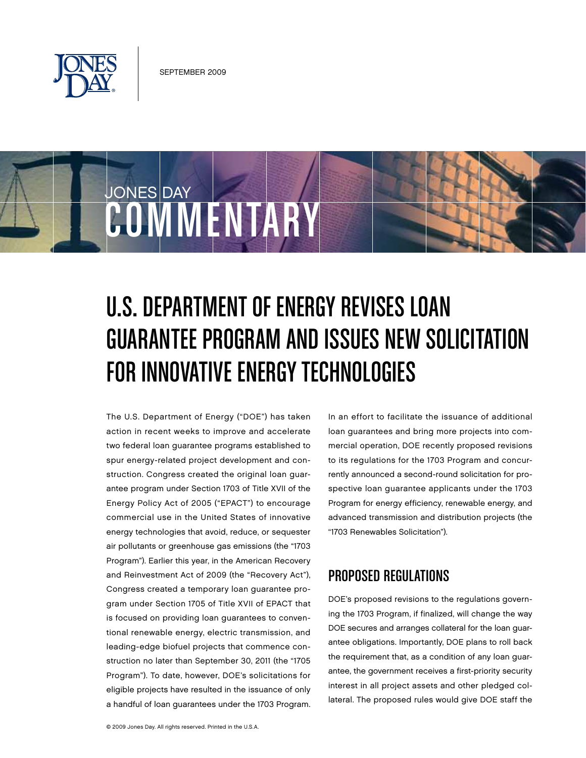SEPTEMBER 2009

JONES DAY COMMENTARY

# U.S. DEPARTMENT OF ENERGY REVISES LOAN GUARANTEE PROGRAM AND ISSUES NEW SOLICITATION FOR INNOVATIVE ENERGY TECHNOLOGIES

The U.S. Department of Energy ("DOE") has taken action in recent weeks to improve and accelerate two federal loan guarantee programs established to spur energy-related project development and construction. Congress created the original loan guarantee program under Section 1703 of Title XVII of the Energy Policy Act of 2005 ("EPACT") to encourage commercial use in the United States of innovative energy technologies that avoid, reduce, or sequester air pollutants or greenhouse gas emissions (the "1703 Program"). Earlier this year, in the American Recovery and Reinvestment Act of 2009 (the "Recovery Act"), Congress created a temporary loan guarantee program under Section 1705 of Title XVII of EPACT that is focused on providing loan guarantees to conventional renewable energy, electric transmission, and leading-edge biofuel projects that commence construction no later than September 30, 2011 (the "1705 Program"). To date, however, DOE's solicitations for eligible projects have resulted in the issuance of only a handful of loan guarantees under the 1703 Program.

In an effort to facilitate the issuance of additional loan guarantees and bring more projects into commercial operation, DOE recently proposed revisions to its regulations for the 1703 Program and concurrently announced a second-round solicitation for prospective loan guarantee applicants under the 1703 Program for energy efficiency, renewable energy, and advanced transmission and distribution projects (the "1703 Renewables Solicitation").

## PROPOSED REGULATIONS

DOE's proposed revisions to the regulations governing the 1703 Program, if finalized, will change the way DOE secures and arranges collateral for the loan guarantee obligations. Importantly, DOE plans to roll back the requirement that, as a condition of any loan guarantee, the government receives a first-priority security interest in all project assets and other pledged collateral. The proposed rules would give DOE staff the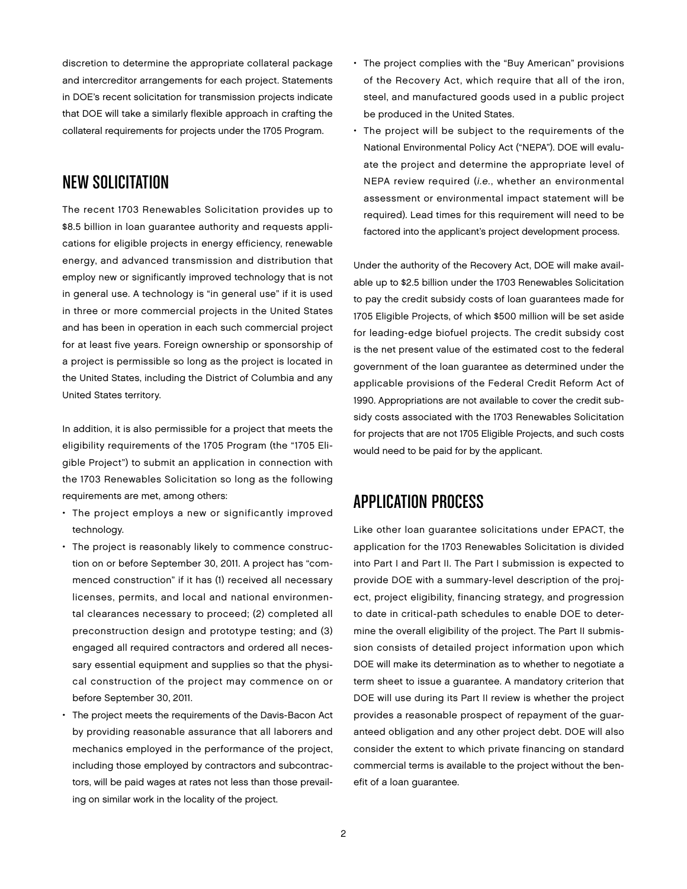discretion to determine the appropriate collateral package and intercreditor arrangements for each project. Statements in DOE's recent solicitation for transmission projects indicate that DOE will take a similarly flexible approach in crafting the collateral requirements for projects under the 1705 Program.

## NEW SOLICITATION

The recent 1703 Renewables Solicitation provides up to $8.5 billion in loan guarantee authority and requests applications for eligible projects in energy efficiency, renewable energy, and advanced transmission and distribution that employ new or significantly improved technology that is not in general use. A technology is "in general use" if it is used in three or more commercial projects in the United States and has been in operation in each such commercial project for at least five years. Foreign ownership or sponsorship of a project is permissible so long as the project is located in the United States, including the District of Columbia and any United States territory.

In addition, it is also permissible for a project that meets the eligibility requirements of the 1705 Program (the "1705 Eligible Project") to submit an application in connection with the 1703 Renewables Solicitation so long as the following requirements are met, among others:

- The project employs a new or significantly improved technology.
- The project is reasonably likely to commence construction on or before September 30, 2011. A project has "commenced construction" if it has (1) received all necessary licenses, permits, and local and national environmental clearances necessary to proceed; (2) completed all preconstruction design and prototype testing; and (3) engaged all required contractors and ordered all necessary essential equipment and supplies so that the physical construction of the project may commence on or before September 30, 2011.
- The project meets the requirements of the Davis-Bacon Act by providing reasonable assurance that all laborers and mechanics employed in the performance of the project, including those employed by contractors and subcontractors, will be paid wages at rates not less than those prevailing on similar work in the locality of the project.
- The project complies with the "Buy American" provisions of the Recovery Act, which require that all of the iron, steel, and manufactured goods used in a public project be produced in the United States.
- The project will be subject to the requirements of the National Environmental Policy Act ("NEPA"). DOE will evaluate the project and determine the appropriate level of NEPA review required (*i.e.*, whether an environmental assessment or environmental impact statement will be required). Lead times for this requirement will need to be factored into the applicant's project development process.

Under the authority of the Recovery Act, DOE will make available up to $2.5 billion under the 1703 Renewables Solicitation to pay the credit subsidy costs of loan guarantees made for 1705 Eligible Projects, of which $500 million will be set aside for leading-edge biofuel projects. The credit subsidy cost is the net present value of the estimated cost to the federal government of the loan guarantee as determined under the applicable provisions of the Federal Credit Reform Act of 1990. Appropriations are not available to cover the credit subsidy costs associated with the 1703 Renewables Solicitation for projects that are not 1705 Eligible Projects, and such costs would need to be paid for by the applicant.

## APPLICATION PROCESS

Like other loan guarantee solicitations under EPACT, the application for the 1703 Renewables Solicitation is divided into Part I and Part II. The Part I submission is expected to provide DOE with a summary-level description of the project, project eligibility, financing strategy, and progression to date in critical-path schedules to enable DOE to determine the overall eligibility of the project. The Part II submission consists of detailed project information upon which DOE will make its determination as to whether to negotiate a term sheet to issue a guarantee. A mandatory criterion that DOE will use during its Part II review is whether the project provides a reasonable prospect of repayment of the guaranteed obligation and any other project debt. DOE will also consider the extent to which private financing on standard commercial terms is available to the project without the benefit of a loan guarantee.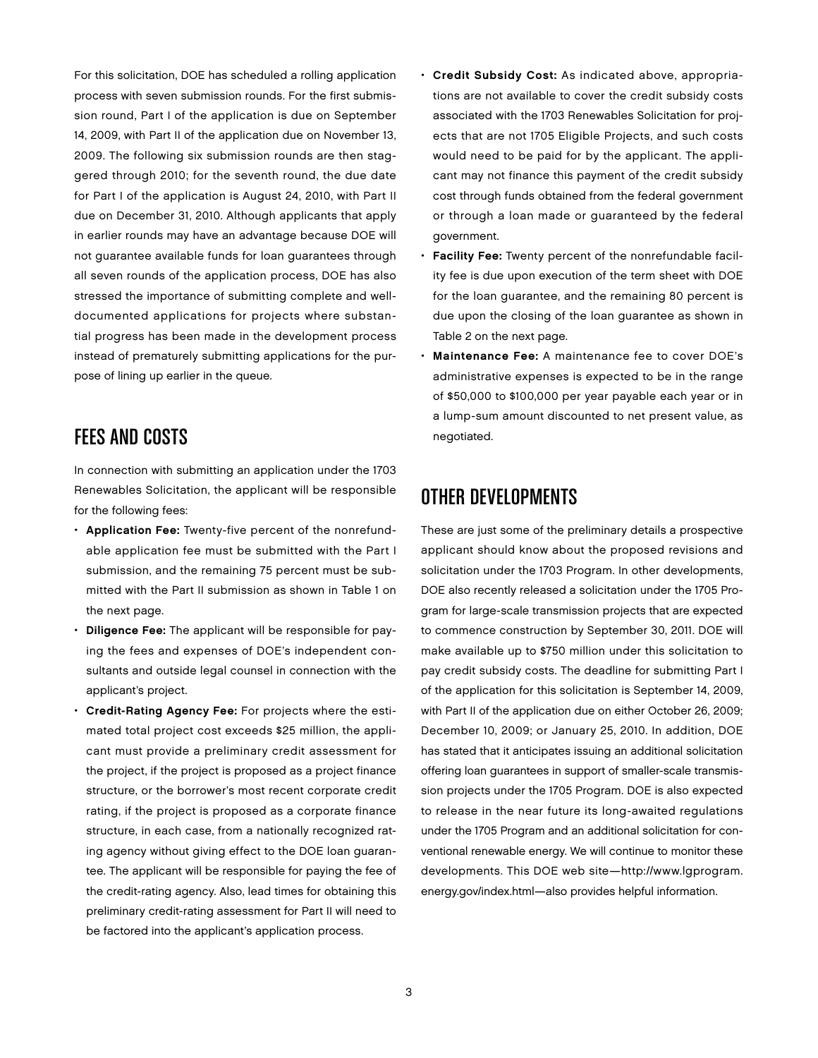For this solicitation, DOE has scheduled a rolling application process with seven submission rounds. For the first submission round, Part I of the application is due on September 14, 2009, with Part II of the application due on November 13, 2009. The following six submission rounds are then staggered through 2010; for the seventh round, the due date for Part I of the application is August 24, 2010, with Part II due on December 31, 2010. Although applicants that apply in earlier rounds may have an advantage because DOE will not guarantee available funds for loan guarantees through all seven rounds of the application process, DOE has also stressed the importance of submitting complete and well-documented applications for projects where substantial progress has been made in the development process instead of prematurely submitting applications for the purpose of lining up earlier in the queue.

## FEES AND COSTS

In connection with submitting an application under the 1703 Renewables Solicitation, the applicant will be responsible for the following fees:

- **Application Fee:** Twenty-five percent of the nonrefundable application fee must be submitted with the Part I submission, and the remaining 75 percent must be submitted with the Part II submission as shown in Table 1 on the next page.
- **Diligence Fee:** The applicant will be responsible for paying the fees and expenses of DOE's independent consultants and outside legal counsel in connection with the applicant's project.
- **Credit-Rating Agency Fee:** For projects where the estimated total project cost exceeds $25 million, the applicant must provide a preliminary credit assessment for the project, if the project is proposed as a project finance structure, or the borrower's most recent corporate credit rating, if the project is proposed as a corporate finance structure, in each case, from a nationally recognized rating agency without giving effect to the DOE loan guarantee. The applicant will be responsible for paying the fee of the credit-rating agency. Also, lead times for obtaining this preliminary credit-rating assessment for Part II will need to be factored into the applicant's application process.
- **Credit Subsidy Cost:** As indicated above, appropriations are not available to cover the credit subsidy costs associated with the 1703 Renewables Solicitation for projects that are not 1705 Eligible Projects, and such costs would need to be paid for by the applicant. The applicant may not finance this payment of the credit subsidy cost through funds obtained from the federal government or through a loan made or guaranteed by the federal government.
- **Facility Fee:** Twenty percent of the nonrefundable facility fee is due upon execution of the term sheet with DOE for the loan guarantee, and the remaining 80 percent is due upon the closing of the loan guarantee as shown in Table 2 on the next page.
- **Maintenance Fee:** A maintenance fee to cover DOE's administrative expenses is expected to be in the range of $50,000 to $100,000 per year payable each year or in a lump-sum amount discounted to net present value, as negotiated.

## OTHER DEVELOPMENTS

These are just some of the preliminary details a prospective applicant should know about the proposed revisions and solicitation under the 1703 Program. In other developments, DOE also recently released a solicitation under the 1705 Program for large-scale transmission projects that are expected to commence construction by September 30, 2011. DOE will make available up to $750 million under this solicitation to pay credit subsidy costs. The deadline for submitting Part I of the application for this solicitation is September 14, 2009, with Part II of the application due on either October 26, 2009; December 10, 2009; or January 25, 2010. In addition, DOE has stated that it anticipates issuing an additional solicitation offering loan guarantees in support of smaller-scale transmission projects under the 1705 Program. DOE is also expected to release in the near future its long-awaited regulations under the 1705 Program and an additional solicitation for conventional renewable energy. We will continue to monitor these developments. This DOE web site—http://www.lgprogram.energy.gov/index.html—also provides helpful information.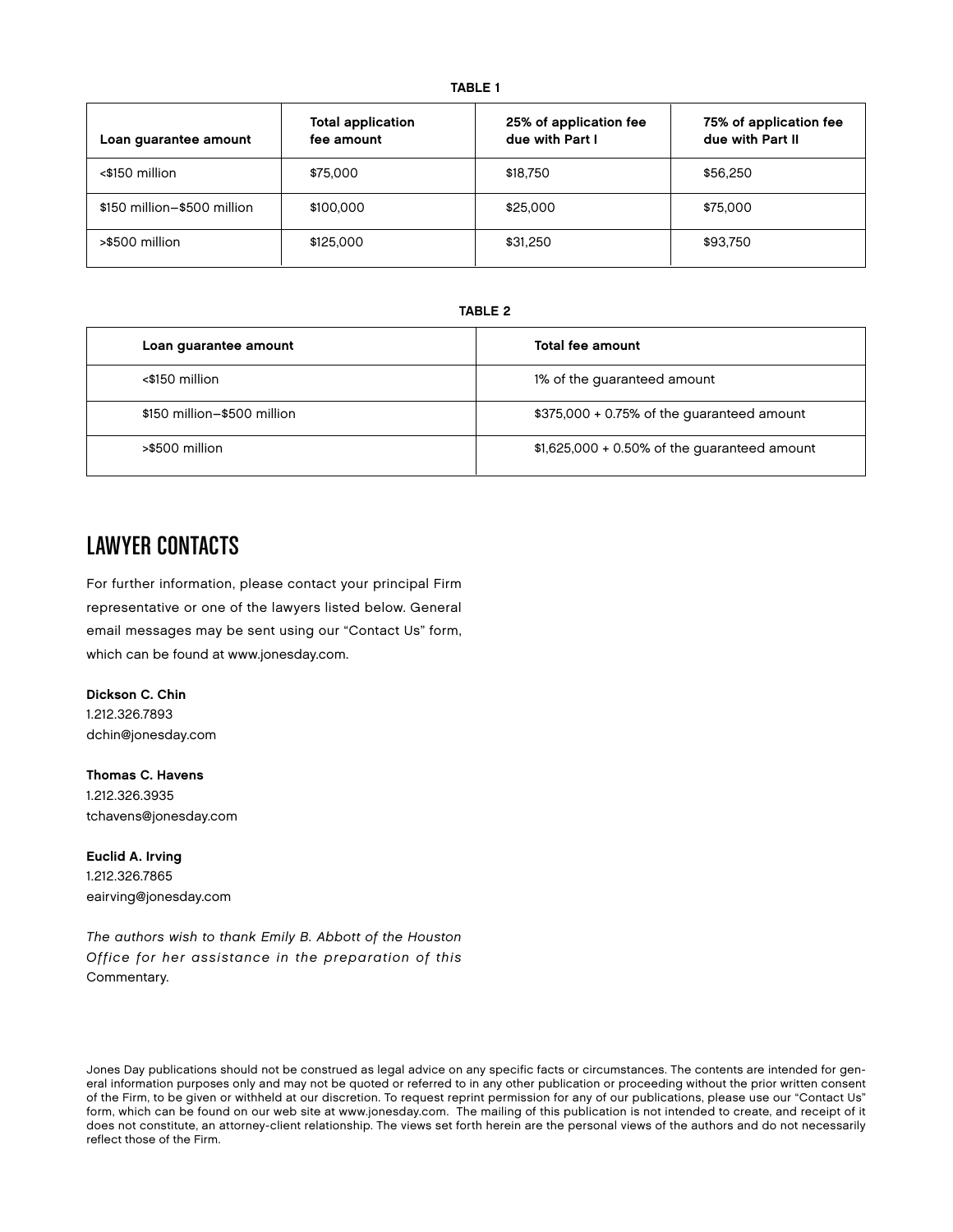**TABLE 1**

| Loan guarantee amount | Total application fee amount | 25% of application fee due with Part I | 75% of application fee due with Part II |
|---|---|---|---|
| <$150 million | $75,000 | $18,750 | $56,250 |
| $150 million–$500 million | $100,000 | $25,000 | $75,000 |
| >$500 million | $125,000 | $31,250 | $93,750 |

**TABLE 2**

| Loan guarantee amount | Total fee amount |
|---|---|
| <$150 million | 1% of the guaranteed amount |
| $150 million–$500 million | $375,000 + 0.75% of the guaranteed amount |
| >$500 million | $1,625,000 + 0.50% of the guaranteed amount |

## LAWYER CONTACTS

For further information, please contact your principal Firm representative or one of the lawyers listed below. General email messages may be sent using our "Contact Us" form, which can be found at www.jonesday.com.

**Dickson C. Chin**
1.212.326.7893
dchin@jonesday.com

**Thomas C. Havens**
1.212.326.3935
tchavens@jonesday.com

**Euclid A. Irving**
1.212.326.7865
eairving@jonesday.com

*The authors wish to thank Emily B. Abbott of the Houston Office for her assistance in the preparation of this* Commentary.

Jones Day publications should not be construed as legal advice on any specific facts or circumstances. The contents are intended for general information purposes only and may not be quoted or referred to in any other publication or proceeding without the prior written consent of the Firm, to be given or withheld at our discretion. To request reprint permission for any of our publications, please use our "Contact Us" form, which can be found on our web site at www.jonesday.com. The mailing of this publication is not intended to create, and receipt of it does not constitute, an attorney-client relationship. The views set forth herein are the personal views of the authors and do not necessarily reflect those of the Firm.